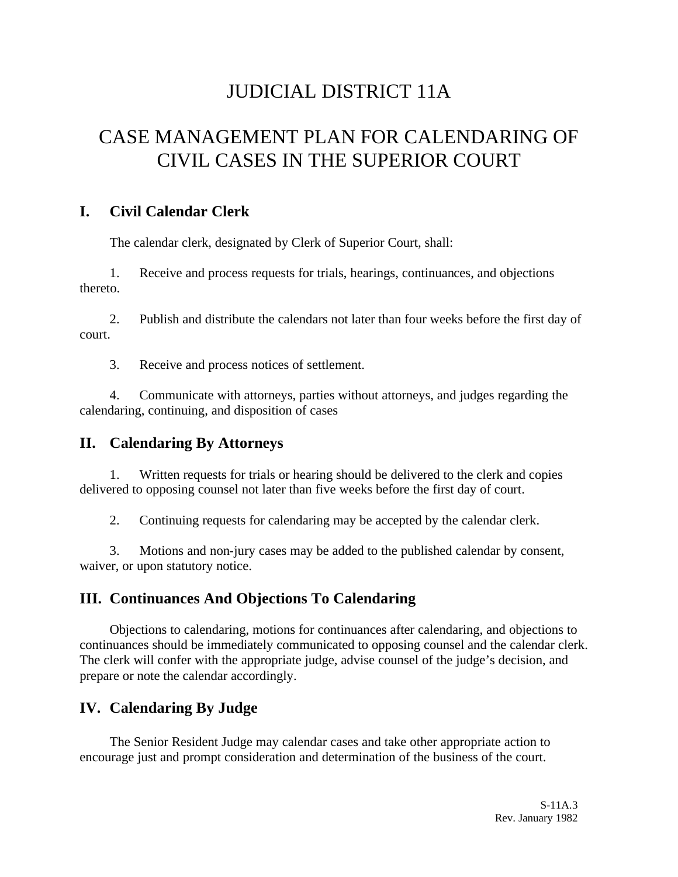# JUDICIAL DISTRICT 11A

# CASE MANAGEMENT PLAN FOR CALENDARING OF CIVIL CASES IN THE SUPERIOR COURT

## I. Civil Calendar Clerk

The calendar clerk, designated by Clerk of Superior Court, shall:

1. Receive and process requests for trials, hearings, continuances, and objections thereto.

2. Publish and distribute the calendars not later than four weeks before the first day of court.

3. Receive and process notices of settlement.

4. Communicate with attorneys, parties without attorneys, and judges regarding the calendaring, continuing, and disposition of cases

## II. Calendaring By Attorneys

1. Written requests for trials or hearing should be delivered to the clerk and copies delivered to opposing counsel not later than five weeks before the first day of court.

2. Continuing requests for calendaring may be accepted by the calendar clerk.

3. Motions and non-jury cases may be added to the published calendar by consent, waiver, or upon statutory notice.

## III. Continuances And Objections To Calendaring

Objections to calendaring, motions for continuances after calendaring, and objections to continuances should be immediately communicated to opposing counsel and the calendar clerk. The clerk will confer with the appropriate judge, advise counsel of the judge's decision, and prepare or note the calendar accordingly.

## IV. Calendaring By Judge

The Senior Resident Judge may calendar cases and take other appropriate action to encourage just and prompt consideration and determination of the business of the court.

S-11A.3
Rev. January 1982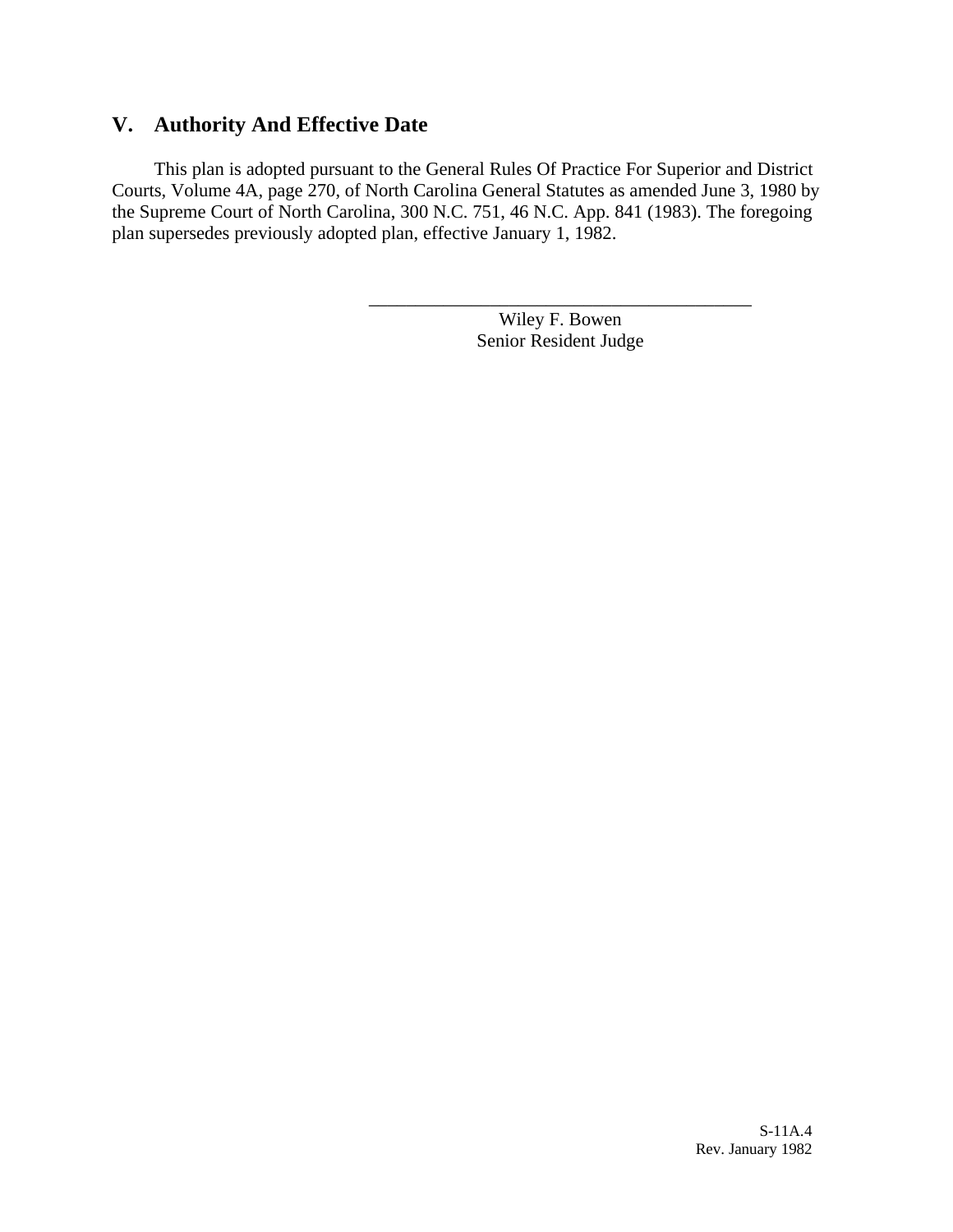## V. Authority And Effective Date

This plan is adopted pursuant to the General Rules Of Practice For Superior and District Courts, Volume 4A, page 270, of North Carolina General Statutes as amended June 3, 1980 by the Supreme Court of North Carolina, 300 N.C. 751, 46 N.C. App. 841 (1983). The foregoing plan supersedes previously adopted plan, effective January 1, 1982.

\_\_\_\_\_\_\_\_\_\_\_\_\_\_\_\_\_\_\_\_\_\_\_\_\_\_\_\_\_\_\_\_\_\_\_\_\_\_\_\_\_\_

Wiley F. Bowen
Senior Resident Judge

S-11A.4
Rev. January 1982